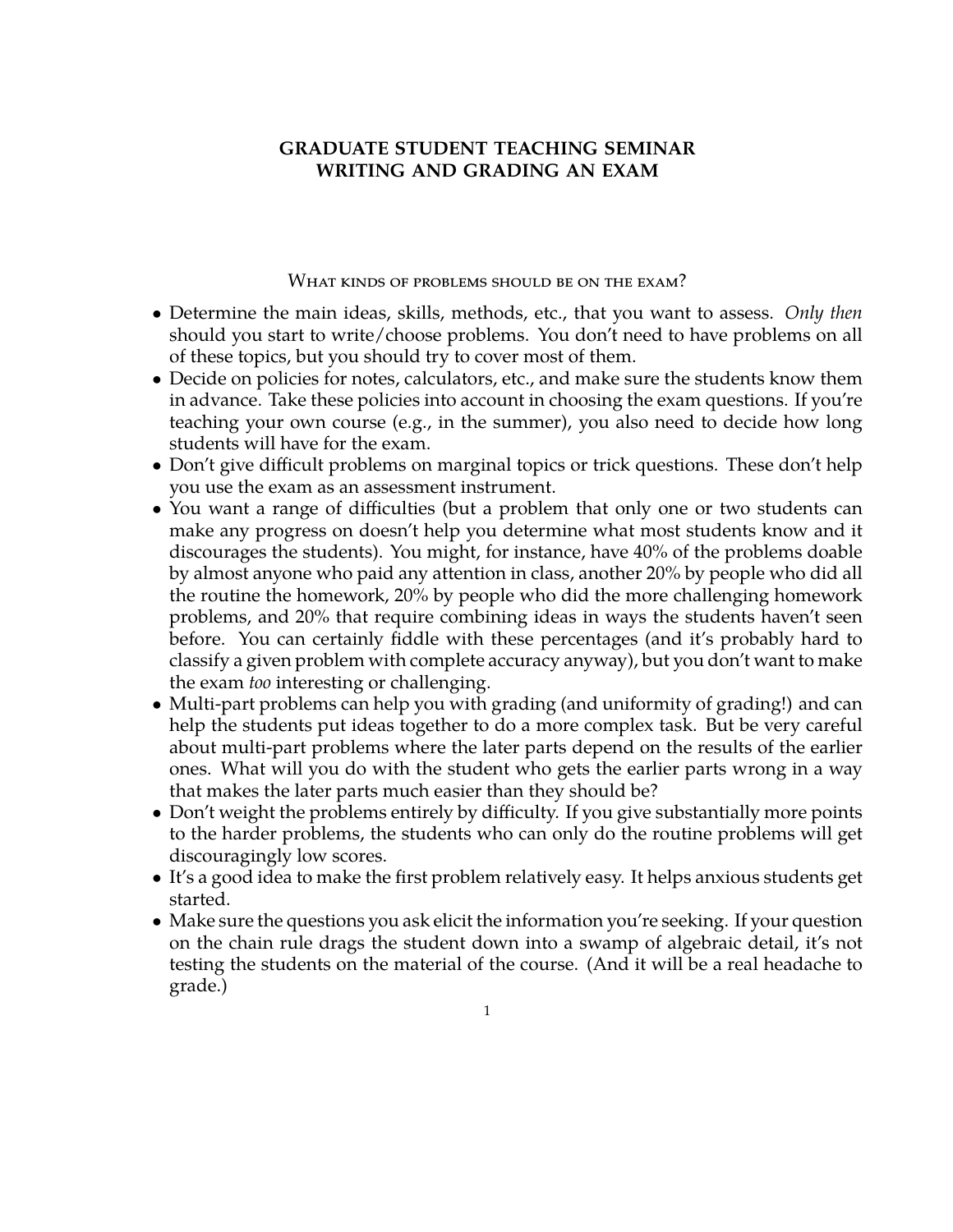# GRADUATE STUDENT TEACHING SEMINAR
# WRITING AND GRADING AN EXAM

## What kinds of problems should be on the exam?

- Determine the main ideas, skills, methods, etc., that you want to assess. *Only then* should you start to write/choose problems. You don't need to have problems on all of these topics, but you should try to cover most of them.
- Decide on policies for notes, calculators, etc., and make sure the students know them in advance. Take these policies into account in choosing the exam questions. If you're teaching your own course (e.g., in the summer), you also need to decide how long students will have for the exam.
- Don't give difficult problems on marginal topics or trick questions. These don't help you use the exam as an assessment instrument.
- You want a range of difficulties (but a problem that only one or two students can make any progress on doesn't help you determine what most students know and it discourages the students). You might, for instance, have 40% of the problems doable by almost anyone who paid any attention in class, another 20% by people who did all the routine the homework, 20% by people who did the more challenging homework problems, and 20% that require combining ideas in ways the students haven't seen before. You can certainly fiddle with these percentages (and it's probably hard to classify a given problem with complete accuracy anyway), but you don't want to make the exam *too* interesting or challenging.
- Multi-part problems can help you with grading (and uniformity of grading!) and can help the students put ideas together to do a more complex task. But be very careful about multi-part problems where the later parts depend on the results of the earlier ones. What will you do with the student who gets the earlier parts wrong in a way that makes the later parts much easier than they should be?
- Don't weight the problems entirely by difficulty. If you give substantially more points to the harder problems, the students who can only do the routine problems will get discouragingly low scores.
- It's a good idea to make the first problem relatively easy. It helps anxious students get started.
- Make sure the questions you ask elicit the information you're seeking. If your question on the chain rule drags the student down into a swamp of algebraic detail, it's not testing the students on the material of the course. (And it will be a real headache to grade.)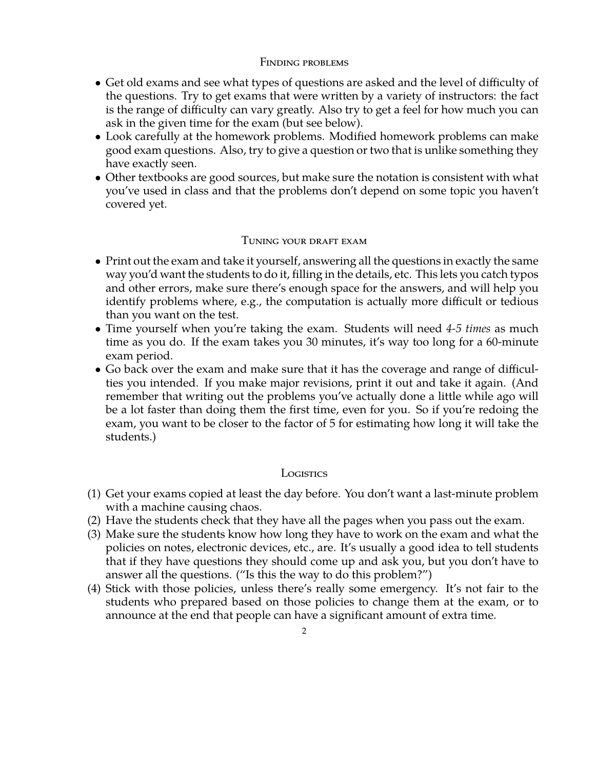## Finding problems

- Get old exams and see what types of questions are asked and the level of difficulty of the questions. Try to get exams that were written by a variety of instructors: the fact is the range of difficulty can vary greatly. Also try to get a feel for how much you can ask in the given time for the exam (but see below).
- Look carefully at the homework problems. Modified homework problems can make good exam questions. Also, try to give a question or two that is unlike something they have exactly seen.
- Other textbooks are good sources, but make sure the notation is consistent with what you've used in class and that the problems don't depend on some topic you haven't covered yet.

## Tuning your draft exam

- Print out the exam and take it yourself, answering all the questions in exactly the same way you'd want the students to do it, filling in the details, etc. This lets you catch typos and other errors, make sure there's enough space for the answers, and will help you identify problems where, e.g., the computation is actually more difficult or tedious than you want on the test.
- Time yourself when you're taking the exam. Students will need *4-5 times* as much time as you do. If the exam takes you 30 minutes, it's way too long for a 60-minute exam period.
- Go back over the exam and make sure that it has the coverage and range of difficulties you intended. If you make major revisions, print it out and take it again. (And remember that writing out the problems you've actually done a little while ago will be a lot faster than doing them the first time, even for you. So if you're redoing the exam, you want to be closer to the factor of 5 for estimating how long it will take the students.)

## Logistics

1. Get your exams copied at least the day before. You don't want a last-minute problem with a machine causing chaos.
2. Have the students check that they have all the pages when you pass out the exam.
3. Make sure the students know how long they have to work on the exam and what the policies on notes, electronic devices, etc., are. It's usually a good idea to tell students that if they have questions they should come up and ask you, but you don't have to answer all the questions. ("Is this the way to do this problem?")
4. Stick with those policies, unless there's really some emergency. It's not fair to the students who prepared based on those policies to change them at the exam, or to announce at the end that people can have a significant amount of extra time.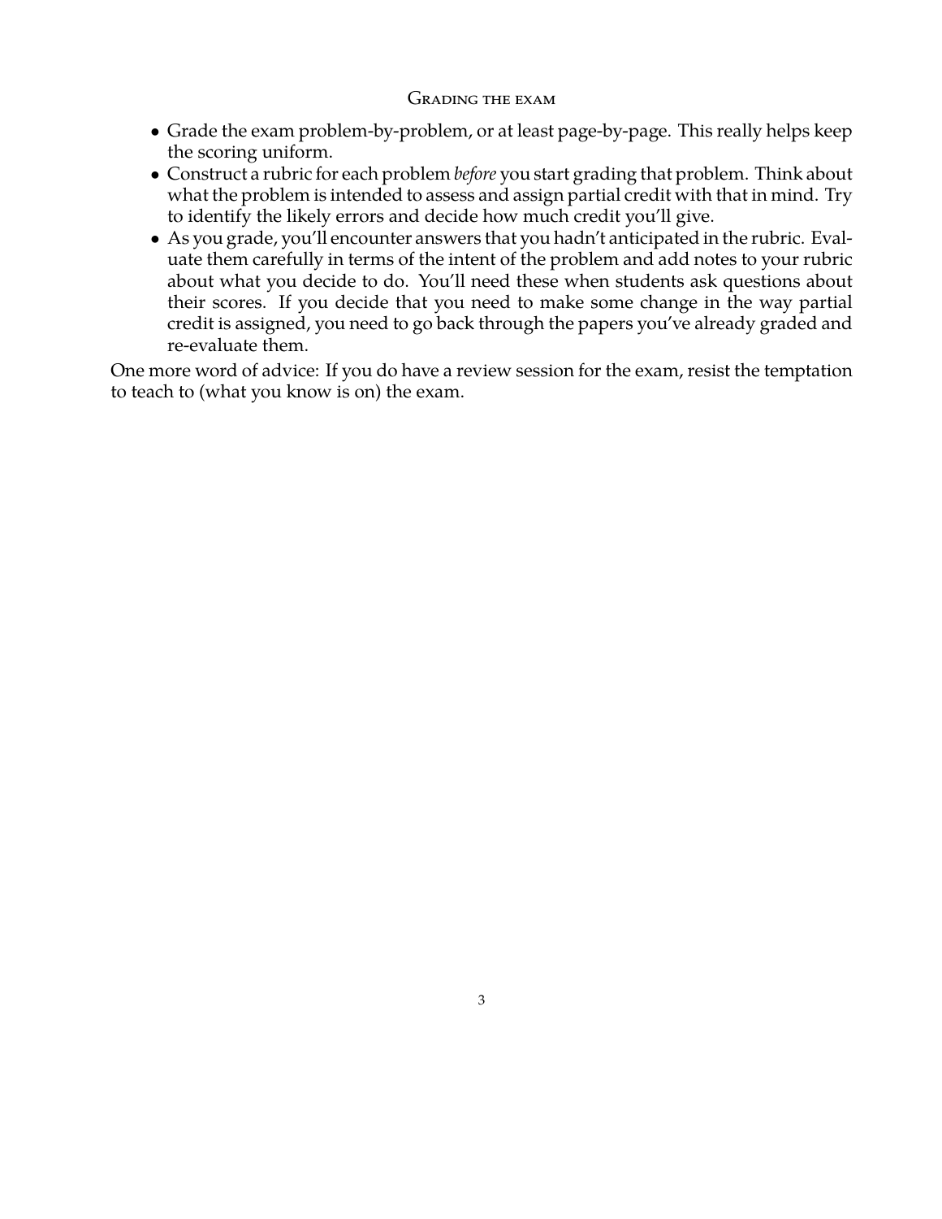## Grading the exam

- Grade the exam problem-by-problem, or at least page-by-page. This really helps keep the scoring uniform.
- Construct a rubric for each problem *before* you start grading that problem. Think about what the problem is intended to assess and assign partial credit with that in mind. Try to identify the likely errors and decide how much credit you'll give.
- As you grade, you'll encounter answers that you hadn't anticipated in the rubric. Evaluate them carefully in terms of the intent of the problem and add notes to your rubric about what you decide to do. You'll need these when students ask questions about their scores. If you decide that you need to make some change in the way partial credit is assigned, you need to go back through the papers you've already graded and re-evaluate them.

One more word of advice: If you do have a review session for the exam, resist the temptation to teach to (what you know is on) the exam.